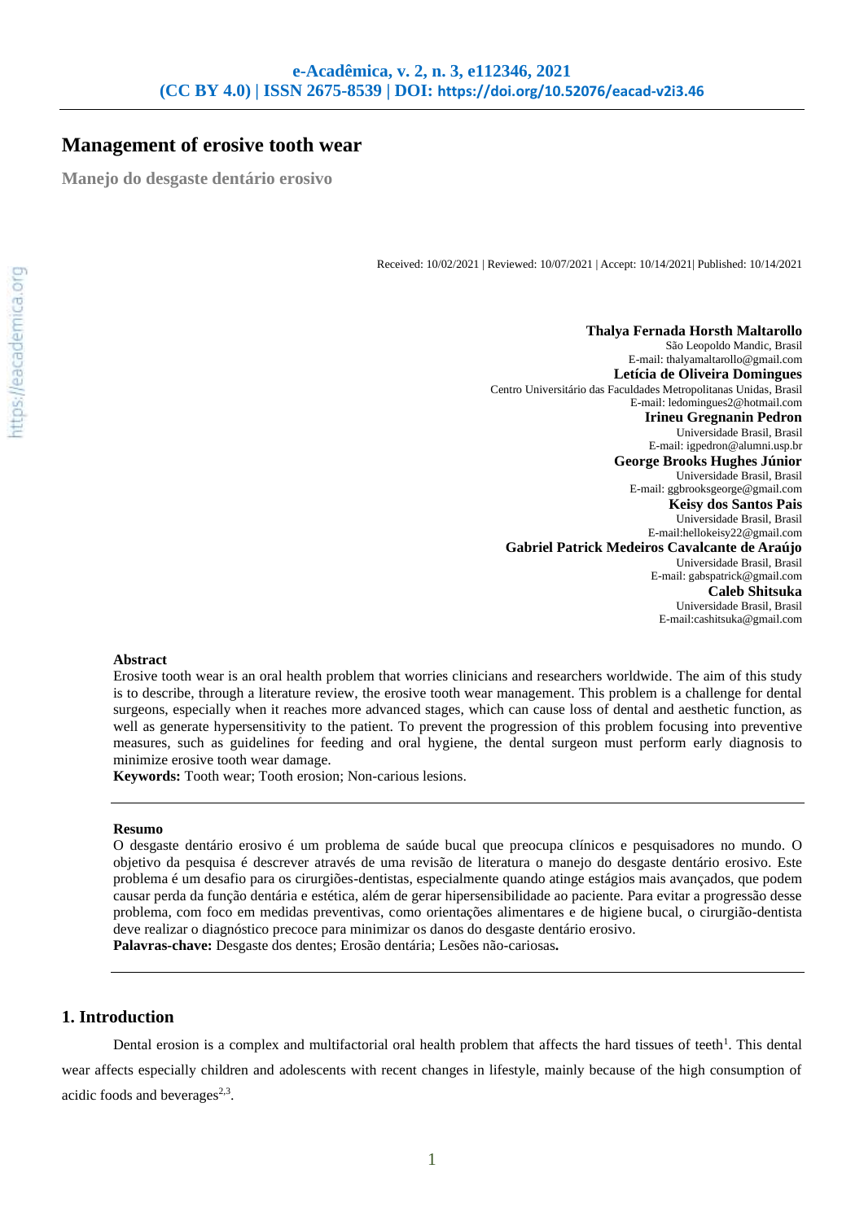# Management of erosive tooth wear

## Manejo do desgaste dentário erosivo

Received: 10/02/2021 | Reviewed: 10/07/2021 | Accept: 10/14/2021| Published: 10/14/2021

**Thalya Fernada Horsth Maltarollo**
São Leopoldo Mandic, Brasil
E-mail: thalyamaltarollo@gmail.com

**Letícia de Oliveira Domingues**
Centro Universitário das Faculdades Metropolitanas Unidas, Brasil
E-mail: ledomingues2@hotmail.com

**Irineu Gregnanin Pedron**
Universidade Brasil, Brasil
E-mail: igpedron@alumni.usp.br

**George Brooks Hughes Júnior**
Universidade Brasil, Brasil
E-mail: ggbrooksgeorge@gmail.com

**Keisy dos Santos Pais**
Universidade Brasil, Brasil
E-mail:hellokeisy22@gmail.com

**Gabriel Patrick Medeiros Cavalcante de Araújo**
Universidade Brasil, Brasil
E-mail: gabspatrick@gmail.com

**Caleb Shitsuka**
Universidade Brasil, Brasil
E-mail:cashitsuka@gmail.com

**Abstract**

Erosive tooth wear is an oral health problem that worries clinicians and researchers worldwide. The aim of this study is to describe, through a literature review, the erosive tooth wear management. This problem is a challenge for dental surgeons, especially when it reaches more advanced stages, which can cause loss of dental and aesthetic function, as well as generate hypersensitivity to the patient. To prevent the progression of this problem focusing into preventive measures, such as guidelines for feeding and oral hygiene, the dental surgeon must perform early diagnosis to minimize erosive tooth wear damage.

**Keywords:** Tooth wear; Tooth erosion; Non-carious lesions.

**Resumo**

O desgaste dentário erosivo é um problema de saúde bucal que preocupa clínicos e pesquisadores no mundo. O objetivo da pesquisa é descrever através de uma revisão de literatura o manejo do desgaste dentário erosivo. Este problema é um desafio para os cirurgiões-dentistas, especialmente quando atinge estágios mais avançados, que podem causar perda da função dentária e estética, além de gerar hipersensibilidade ao paciente. Para evitar a progressão desse problema, com foco em medidas preventivas, como orientações alimentares e de higiene bucal, o cirurgião-dentista deve realizar o diagnóstico precoce para minimizar os danos do desgaste dentário erosivo.

**Palavras-chave:** Desgaste dos dentes; Erosão dentária; Lesões não-cariosas**.**

## 1. Introduction

Dental erosion is a complex and multifactorial oral health problem that affects the hard tissues of teeth[1]. This dental wear affects especially children and adolescents with recent changes in lifestyle, mainly because of the high consumption of acidic foods and beverages[2,3].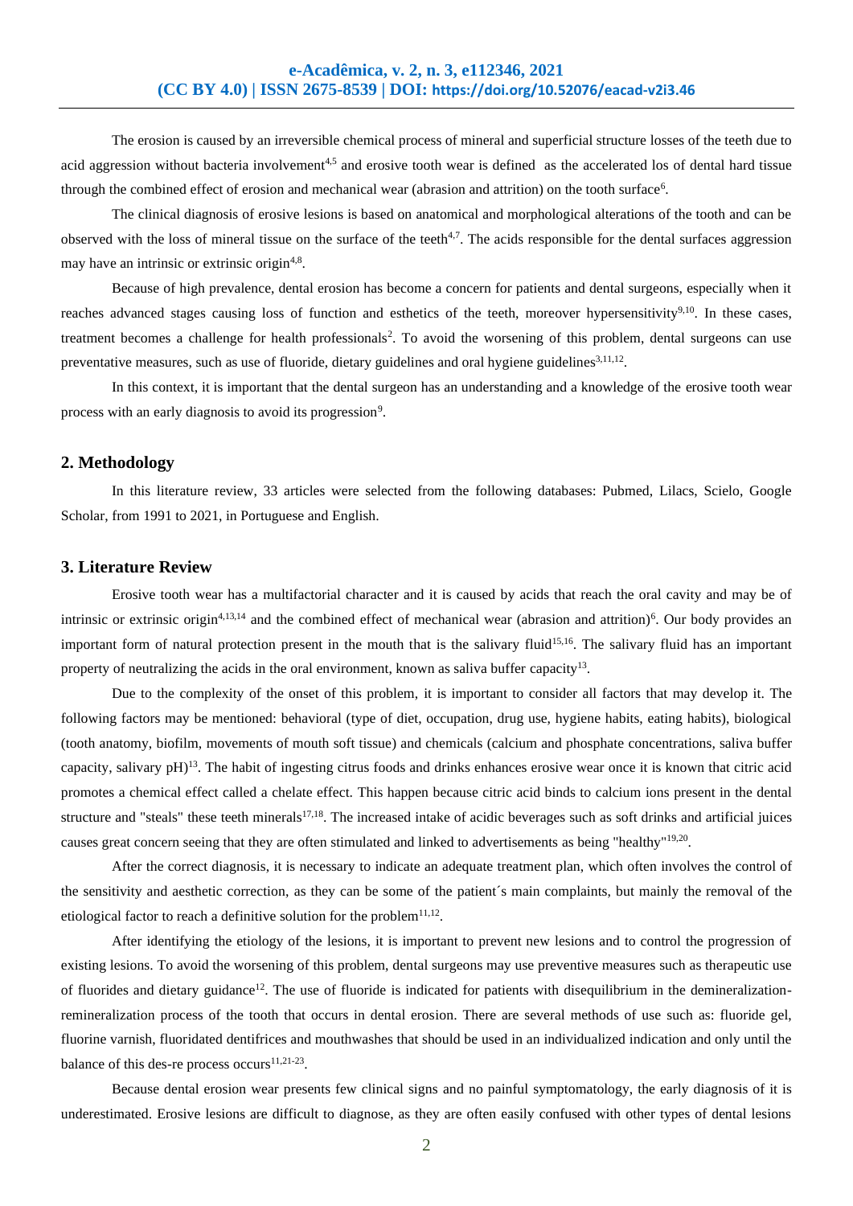The erosion is caused by an irreversible chemical process of mineral and superficial structure losses of the teeth due to acid aggression without bacteria involvement[4,5] and erosive tooth wear is defined as the accelerated los of dental hard tissue through the combined effect of erosion and mechanical wear (abrasion and attrition) on the tooth surface[6].

The clinical diagnosis of erosive lesions is based on anatomical and morphological alterations of the tooth and can be observed with the loss of mineral tissue on the surface of the teeth[4,7]. The acids responsible for the dental surfaces aggression may have an intrinsic or extrinsic origin[4,8].

Because of high prevalence, dental erosion has become a concern for patients and dental surgeons, especially when it reaches advanced stages causing loss of function and esthetics of the teeth, moreover hypersensitivity[9,10]. In these cases, treatment becomes a challenge for health professionals[2]. To avoid the worsening of this problem, dental surgeons can use preventative measures, such as use of fluoride, dietary guidelines and oral hygiene guidelines[3,11,12].

In this context, it is important that the dental surgeon has an understanding and a knowledge of the erosive tooth wear process with an early diagnosis to avoid its progression[9].

## 2. Methodology

In this literature review, 33 articles were selected from the following databases: Pubmed, Lilacs, Scielo, Google Scholar, from 1991 to 2021, in Portuguese and English.

## 3. Literature Review

Erosive tooth wear has a multifactorial character and it is caused by acids that reach the oral cavity and may be of intrinsic or extrinsic origin[4,13,14] and the combined effect of mechanical wear (abrasion and attrition)[6]. Our body provides an important form of natural protection present in the mouth that is the salivary fluid[15,16]. The salivary fluid has an important property of neutralizing the acids in the oral environment, known as saliva buffer capacity[13].

Due to the complexity of the onset of this problem, it is important to consider all factors that may develop it. The following factors may be mentioned: behavioral (type of diet, occupation, drug use, hygiene habits, eating habits), biological (tooth anatomy, biofilm, movements of mouth soft tissue) and chemicals (calcium and phosphate concentrations, saliva buffer capacity, salivary pH)[13]. The habit of ingesting citrus foods and drinks enhances erosive wear once it is known that citric acid promotes a chemical effect called a chelate effect. This happen because citric acid binds to calcium ions present in the dental structure and "steals" these teeth minerals[17,18]. The increased intake of acidic beverages such as soft drinks and artificial juices causes great concern seeing that they are often stimulated and linked to advertisements as being "healthy"[19,20].

After the correct diagnosis, it is necessary to indicate an adequate treatment plan, which often involves the control of the sensitivity and aesthetic correction, as they can be some of the patient´s main complaints, but mainly the removal of the etiological factor to reach a definitive solution for the problem[11,12].

After identifying the etiology of the lesions, it is important to prevent new lesions and to control the progression of existing lesions. To avoid the worsening of this problem, dental surgeons may use preventive measures such as therapeutic use of fluorides and dietary guidance[12]. The use of fluoride is indicated for patients with disequilibrium in the demineralization-remineralization process of the tooth that occurs in dental erosion. There are several methods of use such as: fluoride gel, fluorine varnish, fluoridated dentifrices and mouthwashes that should be used in an individualized indication and only until the balance of this des-re process occurs[11,21-23].

Because dental erosion wear presents few clinical signs and no painful symptomatology, the early diagnosis of it is underestimated. Erosive lesions are difficult to diagnose, as they are often easily confused with other types of dental lesions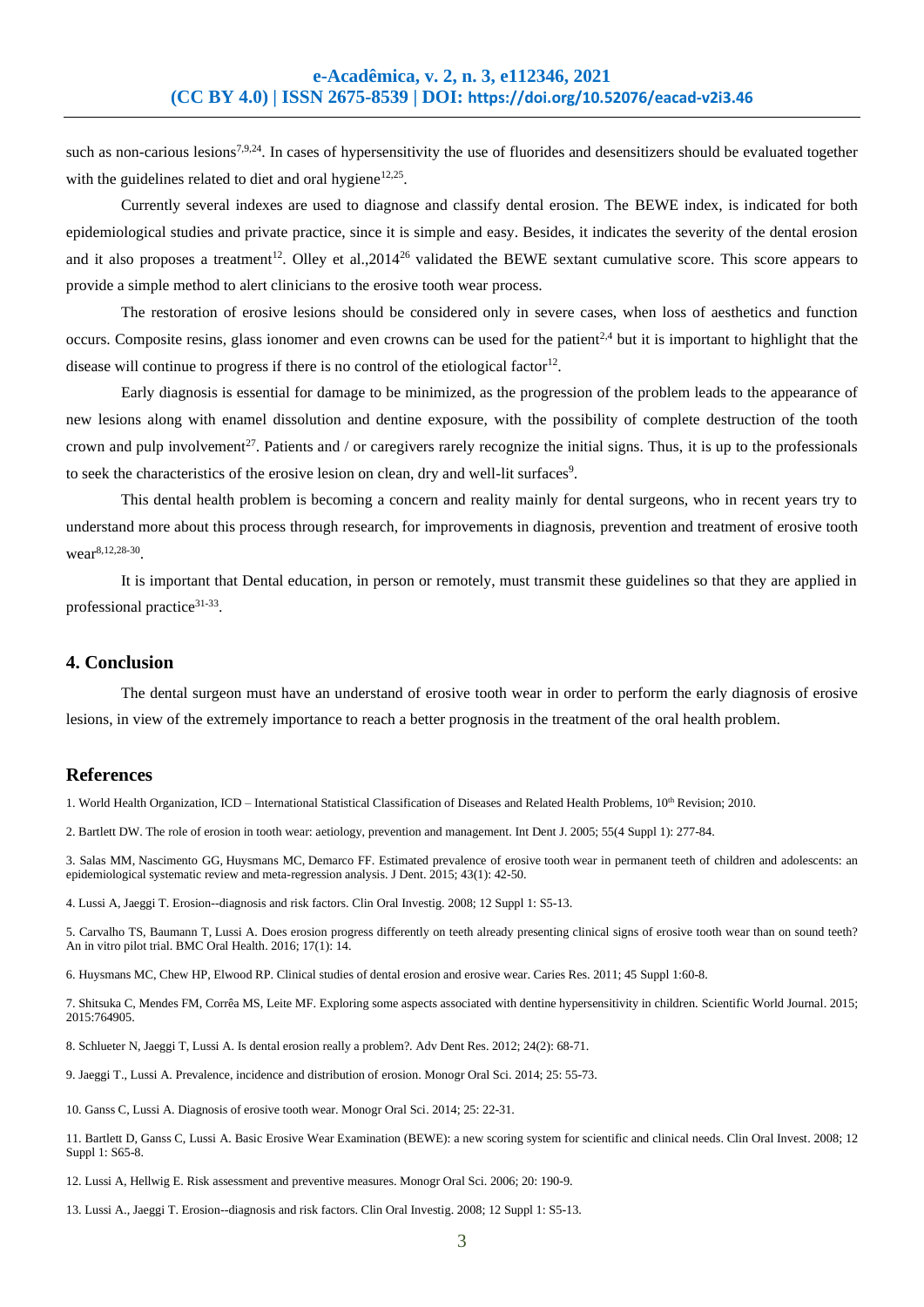such as non-carious lesions[7,9,24]. In cases of hypersensitivity the use of fluorides and desensitizers should be evaluated together with the guidelines related to diet and oral hygiene[12,25].

Currently several indexes are used to diagnose and classify dental erosion. The BEWE index, is indicated for both epidemiological studies and private practice, since it is simple and easy. Besides, it indicates the severity of the dental erosion and it also proposes a treatment[12]. Olley et al.,2014[26] validated the BEWE sextant cumulative score. This score appears to provide a simple method to alert clinicians to the erosive tooth wear process.

The restoration of erosive lesions should be considered only in severe cases, when loss of aesthetics and function occurs. Composite resins, glass ionomer and even crowns can be used for the patient[2,4] but it is important to highlight that the disease will continue to progress if there is no control of the etiological factor[12].

Early diagnosis is essential for damage to be minimized, as the progression of the problem leads to the appearance of new lesions along with enamel dissolution and dentine exposure, with the possibility of complete destruction of the tooth crown and pulp involvement[27]. Patients and / or caregivers rarely recognize the initial signs. Thus, it is up to the professionals to seek the characteristics of the erosive lesion on clean, dry and well-lit surfaces[9].

This dental health problem is becoming a concern and reality mainly for dental surgeons, who in recent years try to understand more about this process through research, for improvements in diagnosis, prevention and treatment of erosive tooth wear[8,12,28-30].

It is important that Dental education, in person or remotely, must transmit these guidelines so that they are applied in professional practice[31-33].

## 4. Conclusion

The dental surgeon must have an understand of erosive tooth wear in order to perform the early diagnosis of erosive lesions, in view of the extremely importance to reach a better prognosis in the treatment of the oral health problem.

## References

1. World Health Organization, ICD – International Statistical Classification of Diseases and Related Health Problems, 10th Revision; 2010.

2. Bartlett DW. The role of erosion in tooth wear: aetiology, prevention and management. Int Dent J. 2005; 55(4 Suppl 1): 277-84.

3. Salas MM, Nascimento GG, Huysmans MC, Demarco FF. Estimated prevalence of erosive tooth wear in permanent teeth of children and adolescents: an epidemiological systematic review and meta-regression analysis. J Dent. 2015; 43(1): 42-50.

4. Lussi A, Jaeggi T. Erosion--diagnosis and risk factors. Clin Oral Investig. 2008; 12 Suppl 1: S5-13.

5. Carvalho TS, Baumann T, Lussi A. Does erosion progress differently on teeth already presenting clinical signs of erosive tooth wear than on sound teeth? An in vitro pilot trial. BMC Oral Health. 2016; 17(1): 14.

6. Huysmans MC, Chew HP, Elwood RP. Clinical studies of dental erosion and erosive wear. Caries Res. 2011; 45 Suppl 1:60-8.

7. Shitsuka C, Mendes FM, Corrêa MS, Leite MF. Exploring some aspects associated with dentine hypersensitivity in children. Scientific World Journal. 2015; 2015:764905.

8. Schlueter N, Jaeggi T, Lussi A. Is dental erosion really a problem?. Adv Dent Res. 2012; 24(2): 68-71.

9. Jaeggi T., Lussi A. Prevalence, incidence and distribution of erosion. Monogr Oral Sci. 2014; 25: 55-73.

10. Ganss C, Lussi A. Diagnosis of erosive tooth wear. Monogr Oral Sci. 2014; 25: 22-31.

11. Bartlett D, Ganss C, Lussi A. Basic Erosive Wear Examination (BEWE): a new scoring system for scientific and clinical needs. Clin Oral Invest. 2008; 12 Suppl 1: S65-8.

12. Lussi A, Hellwig E. Risk assessment and preventive measures. Monogr Oral Sci. 2006; 20: 190-9.

13. Lussi A., Jaeggi T. Erosion--diagnosis and risk factors. Clin Oral Investig. 2008; 12 Suppl 1: S5-13.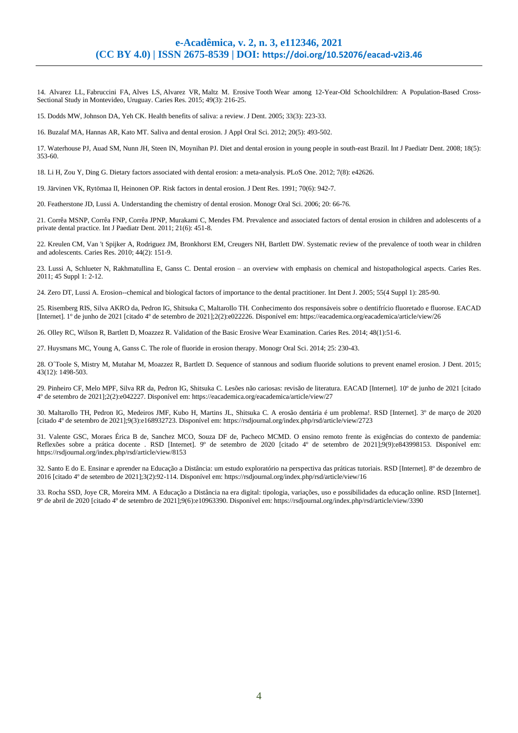14. Alvarez LL, Fabruccini FA, Alves LS, Alvarez VR, Maltz M. Erosive Tooth Wear among 12-Year-Old Schoolchildren: A Population-Based Cross-Sectional Study in Montevideo, Uruguay. Caries Res. 2015; 49(3): 216-25.

15. Dodds MW, Johnson DA, Yeh CK. Health benefits of saliva: a review. J Dent. 2005; 33(3): 223-33.

16. Buzalaf MA, Hannas AR, Kato MT. Saliva and dental erosion. J Appl Oral Sci. 2012; 20(5): 493-502.

17. Waterhouse PJ, Auad SM, Nunn JH, Steen IN, Moynihan PJ. Diet and dental erosion in young people in south-east Brazil. Int J Paediatr Dent. 2008; 18(5): 353-60.

18. Li H, Zou Y, Ding G. Dietary factors associated with dental erosion: a meta-analysis. PLoS One. 2012; 7(8): e42626.

19. Järvinen VK, Rytömaa II, Heinonen OP. Risk factors in dental erosion. J Dent Res. 1991; 70(6): 942-7.

20. Featherstone JD, Lussi A. Understanding the chemistry of dental erosion. Monogr Oral Sci. 2006; 20: 66-76.

21. Corrêa MSNP, Corrêa FNP, Corrêa JPNP, Murakami C, Mendes FM. Prevalence and associated factors of dental erosion in children and adolescents of a private dental practice. Int J Paediatr Dent. 2011; 21(6): 451-8.

22. Kreulen CM, Van 't Spijker A, Rodriguez JM, Bronkhorst EM, Creugers NH, Bartlett DW. Systematic review of the prevalence of tooth wear in children and adolescents. Caries Res. 2010; 44(2): 151-9.

23. Lussi A, Schlueter N, Rakhmatullina E, Ganss C. Dental erosion – an overview with emphasis on chemical and histopathological aspects. Caries Res. 2011; 45 Suppl 1: 2-12.

24. Zero DT, Lussi A. Erosion--chemical and biological factors of importance to the dental practitioner. Int Dent J. 2005; 55(4 Suppl 1): 285-90.

25. Risemberg RIS, Silva AKRO da, Pedron IG, Shitsuka C, Maltarollo TH. Conhecimento dos responsáveis sobre o dentifrício fluoretado e fluorose. EACAD [Internet]. 1º de junho de 2021 [citado 4º de setembro de 2021];2(2):e022226. Disponível em: https://eacademica.org/eacademica/article/view/26

26. Olley RC, Wilson R, Bartlett D, Moazzez R. Validation of the Basic Erosive Wear Examination. Caries Res. 2014; 48(1):51-6.

27. Huysmans MC, Young A, Ganss C. The role of fluoride in erosion therapy. Monogr Oral Sci. 2014; 25: 230-43.

28. O´Toole S, Mistry M, Mutahar M, Moazzez R, Bartlett D. Sequence of stannous and sodium fluoride solutions to prevent enamel erosion. J Dent. 2015; 43(12): 1498-503.

29. Pinheiro CF, Melo MPF, Silva RR da, Pedron IG, Shitsuka C. Lesões não cariosas: revisão de literatura. EACAD [Internet]. 10º de junho de 2021 [citado 4º de setembro de 2021];2(2):e042227. Disponível em: https://eacademica.org/eacademica/article/view/27

30. Maltarollo TH, Pedron IG, Medeiros JMF, Kubo H, Martins JL, Shitsuka C. A erosão dentária é um problema!. RSD [Internet]. 3º de março de 2020 [citado 4º de setembro de 2021];9(3):e168932723. Disponível em: https://rsdjournal.org/index.php/rsd/article/view/2723

31. Valente GSC, Moraes Érica B de, Sanchez MCO, Souza DF de, Pacheco MCMD. O ensino remoto frente às exigências do contexto de pandemia: Reflexões sobre a prática docente . RSD [Internet]. 9º de setembro de 2020 [citado 4º de setembro de 2021];9(9):e843998153. Disponível em: https://rsdjournal.org/index.php/rsd/article/view/8153

32. Santo E do E. Ensinar e aprender na Educação a Distância: um estudo exploratório na perspectiva das práticas tutoriais. RSD [Internet]. 8º de dezembro de 2016 [citado 4º de setembro de 2021];3(2):92-114. Disponível em: https://rsdjournal.org/index.php/rsd/article/view/16

33. Rocha SSD, Joye CR, Moreira MM. A Educação a Distância na era digital: tipologia, variações, uso e possibilidades da educação online. RSD [Internet]. 9º de abril de 2020 [citado 4º de setembro de 2021];9(6):e10963390. Disponível em: https://rsdjournal.org/index.php/rsd/article/view/3390